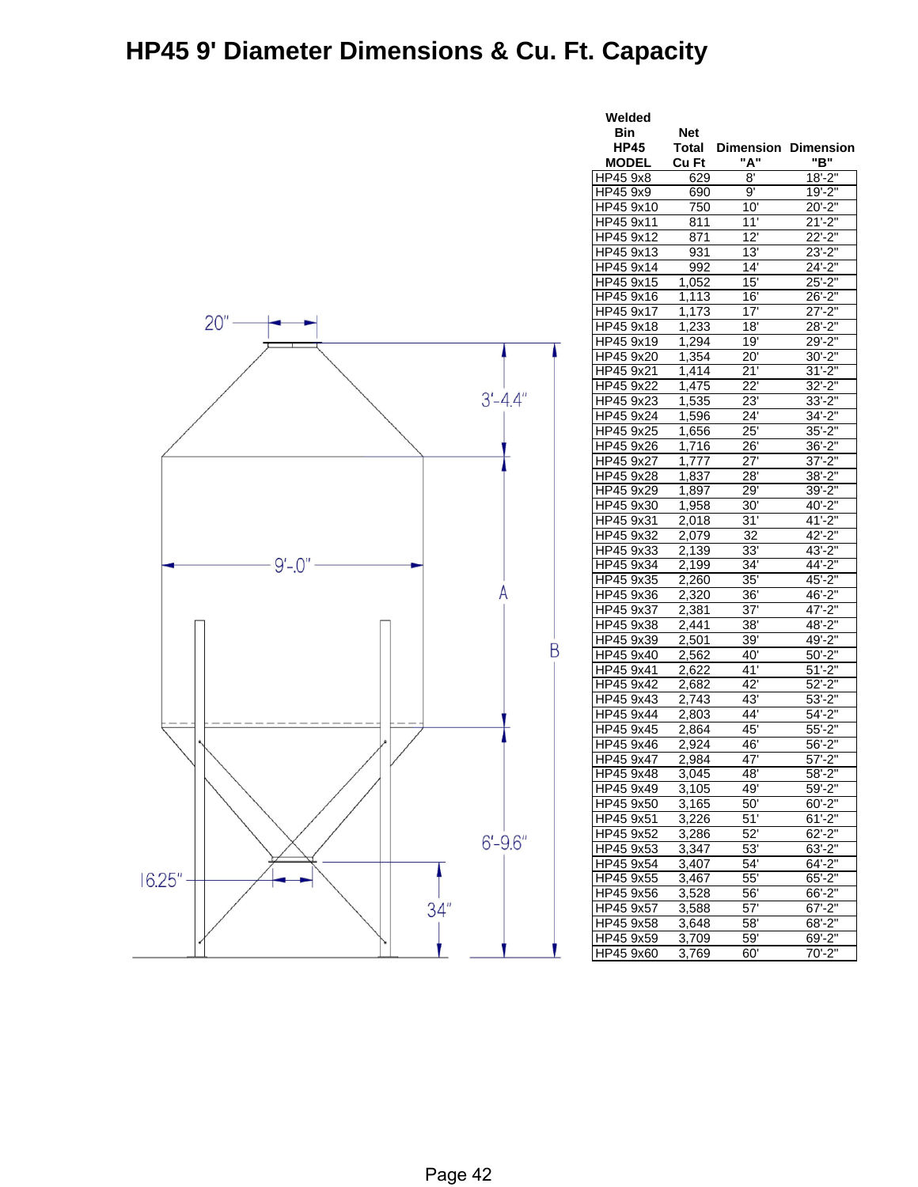# HP45 9' Diameter Dimensions & Cu. Ft. Capacity

20"

3'-4.4"

9'-0"

A

B

6'-9.6"

16.25"

34"

| Welded Bin HP45 MODEL | Net Total Cu Ft | Dimension "A" | Dimension "B" |
|---|---|---|---|
| HP45 9x8 | 629 | 8' | 18'-2" |
| HP45 9x9 | 690 | 9' | 19'-2" |
| HP45 9x10 | 750 | 10' | 20'-2" |
| HP45 9x11 | 811 | 11' | 21'-2" |
| HP45 9x12 | 871 | 12' | 22'-2" |
| HP45 9x13 | 931 | 13' | 23'-2" |
| HP45 9x14 | 992 | 14' | 24'-2" |
| HP45 9x15 | 1,052 | 15' | 25'-2" |
| HP45 9x16 | 1,113 | 16' | 26'-2" |
| HP45 9x17 | 1,173 | 17' | 27'-2" |
| HP45 9x18 | 1,233 | 18' | 28'-2" |
| HP45 9x19 | 1,294 | 19' | 29'-2" |
| HP45 9x20 | 1,354 | 20' | 30'-2" |
| HP45 9x21 | 1,414 | 21' | 31'-2" |
| HP45 9x22 | 1,475 | 22' | 32'-2" |
| HP45 9x23 | 1,535 | 23' | 33'-2" |
| HP45 9x24 | 1,596 | 24' | 34'-2" |
| HP45 9x25 | 1,656 | 25' | 35'-2" |
| HP45 9x26 | 1,716 | 26' | 36'-2" |
| HP45 9x27 | 1,777 | 27' | 37'-2" |
| HP45 9x28 | 1,837 | 28' | 38'-2" |
| HP45 9x29 | 1,897 | 29' | 39'-2" |
| HP45 9x30 | 1,958 | 30' | 40'-2" |
| HP45 9x31 | 2,018 | 31' | 41'-2" |
| HP45 9x32 | 2,079 | 32 | 42'-2" |
| HP45 9x33 | 2,139 | 33' | 43'-2" |
| HP45 9x34 | 2,199 | 34' | 44'-2" |
| HP45 9x35 | 2,260 | 35' | 45'-2" |
| HP45 9x36 | 2,320 | 36' | 46'-2" |
| HP45 9x37 | 2,381 | 37' | 47'-2" |
| HP45 9x38 | 2,441 | 38' | 48'-2" |
| HP45 9x39 | 2,501 | 39' | 49'-2" |
| HP45 9x40 | 2,562 | 40' | 50'-2" |
| HP45 9x41 | 2,622 | 41' | 51'-2" |
| HP45 9x42 | 2,682 | 42' | 52'-2" |
| HP45 9x43 | 2,743 | 43' | 53'-2" |
| HP45 9x44 | 2,803 | 44' | 54'-2" |
| HP45 9x45 | 2,864 | 45' | 55'-2" |
| HP45 9x46 | 2,924 | 46' | 56'-2" |
| HP45 9x47 | 2,984 | 47' | 57'-2" |
| HP45 9x48 | 3,045 | 48' | 58'-2" |
| HP45 9x49 | 3,105 | 49' | 59'-2" |
| HP45 9x50 | 3,165 | 50' | 60'-2" |
| HP45 9x51 | 3,226 | 51' | 61'-2" |
| HP45 9x52 | 3,286 | 52' | 62'-2" |
| HP45 9x53 | 3,347 | 53' | 63'-2" |
| HP45 9x54 | 3,407 | 54' | 64'-2" |
| HP45 9x55 | 3,467 | 55' | 65'-2" |
| HP45 9x56 | 3,528 | 56' | 66'-2" |
| HP45 9x57 | 3,588 | 57' | 67'-2" |
| HP45 9x58 | 3,648 | 58' | 68'-2" |
| HP45 9x59 | 3,709 | 59' | 69'-2" |
| HP45 9x60 | 3,769 | 60' | 70'-2" |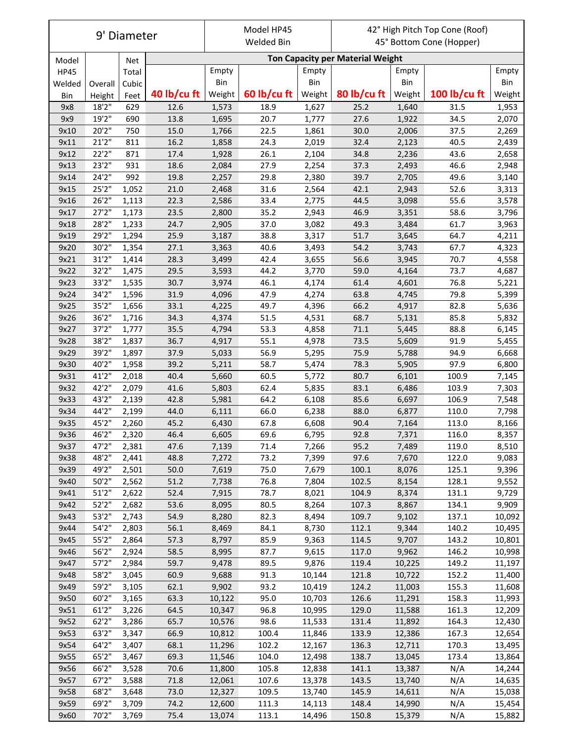| 9' Diameter | | | Model HP45 Welded Bin | | 42° High Pitch Top Cone (Roof) 45° Bottom Cone (Hopper) | | | | | |
|---|---|---|---|---|---|---|---|---|---|---|
| Model HP45 Welded Bin | Overall Height | Net Total Cubic Feet | Ton Capacity per Material Weight | | | | | | | |
| | | | 40 lb/cu ft | Empty Bin Weight | 60 lb/cu ft | Empty Bin Weight | 80 lb/cu ft | Empty Bin Weight | 100 lb/cu ft | Empty Bin Weight |
| 9x8 | 18'2" | 629 | 12.6 | 1,573 | 18.9 | 1,627 | 25.2 | 1,640 | 31.5 | 1,953 |
| 9x9 | 19'2" | 690 | 13.8 | 1,695 | 20.7 | 1,777 | 27.6 | 1,922 | 34.5 | 2,070 |
| 9x10 | 20'2" | 750 | 15.0 | 1,766 | 22.5 | 1,861 | 30.0 | 2,006 | 37.5 | 2,269 |
| 9x11 | 21'2" | 811 | 16.2 | 1,858 | 24.3 | 2,019 | 32.4 | 2,123 | 40.5 | 2,439 |
| 9x12 | 22'2" | 871 | 17.4 | 1,928 | 26.1 | 2,104 | 34.8 | 2,236 | 43.6 | 2,658 |
| 9x13 | 23'2" | 931 | 18.6 | 2,084 | 27.9 | 2,254 | 37.3 | 2,493 | 46.6 | 2,948 |
| 9x14 | 24'2" | 992 | 19.8 | 2,257 | 29.8 | 2,380 | 39.7 | 2,705 | 49.6 | 3,140 |
| 9x15 | 25'2" | 1,052 | 21.0 | 2,468 | 31.6 | 2,564 | 42.1 | 2,943 | 52.6 | 3,313 |
| 9x16 | 26'2" | 1,113 | 22.3 | 2,586 | 33.4 | 2,775 | 44.5 | 3,098 | 55.6 | 3,578 |
| 9x17 | 27'2" | 1,173 | 23.5 | 2,800 | 35.2 | 2,943 | 46.9 | 3,351 | 58.6 | 3,796 |
| 9x18 | 28'2" | 1,233 | 24.7 | 2,905 | 37.0 | 3,082 | 49.3 | 3,484 | 61.7 | 3,963 |
| 9x19 | 29'2" | 1,294 | 25.9 | 3,187 | 38.8 | 3,317 | 51.7 | 3,645 | 64.7 | 4,211 |
| 9x20 | 30'2" | 1,354 | 27.1 | 3,363 | 40.6 | 3,493 | 54.2 | 3,743 | 67.7 | 4,323 |
| 9x21 | 31'2" | 1,414 | 28.3 | 3,499 | 42.4 | 3,655 | 56.6 | 3,945 | 70.7 | 4,558 |
| 9x22 | 32'2" | 1,475 | 29.5 | 3,593 | 44.2 | 3,770 | 59.0 | 4,164 | 73.7 | 4,687 |
| 9x23 | 33'2" | 1,535 | 30.7 | 3,974 | 46.1 | 4,174 | 61.4 | 4,601 | 76.8 | 5,221 |
| 9x24 | 34'2" | 1,596 | 31.9 | 4,096 | 47.9 | 4,274 | 63.8 | 4,745 | 79.8 | 5,399 |
| 9x25 | 35'2" | 1,656 | 33.1 | 4,225 | 49.7 | 4,396 | 66.2 | 4,917 | 82.8 | 5,636 |
| 9x26 | 36'2" | 1,716 | 34.3 | 4,374 | 51.5 | 4,531 | 68.7 | 5,131 | 85.8 | 5,832 |
| 9x27 | 37'2" | 1,777 | 35.5 | 4,794 | 53.3 | 4,858 | 71.1 | 5,445 | 88.8 | 6,145 |
| 9x28 | 38'2" | 1,837 | 36.7 | 4,917 | 55.1 | 4,978 | 73.5 | 5,609 | 91.9 | 5,455 |
| 9x29 | 39'2" | 1,897 | 37.9 | 5,033 | 56.9 | 5,295 | 75.9 | 5,788 | 94.9 | 6,668 |
| 9x30 | 40'2" | 1,958 | 39.2 | 5,211 | 58.7 | 5,474 | 78.3 | 5,905 | 97.9 | 6,800 |
| 9x31 | 41'2" | 2,018 | 40.4 | 5,660 | 60.5 | 5,772 | 80.7 | 6,101 | 100.9 | 7,145 |
| 9x32 | 42'2" | 2,079 | 41.6 | 5,803 | 62.4 | 5,835 | 83.1 | 6,486 | 103.9 | 7,303 |
| 9x33 | 43'2" | 2,139 | 42.8 | 5,981 | 64.2 | 6,108 | 85.6 | 6,697 | 106.9 | 7,548 |
| 9x34 | 44'2" | 2,199 | 44.0 | 6,111 | 66.0 | 6,238 | 88.0 | 6,877 | 110.0 | 7,798 |
| 9x35 | 45'2" | 2,260 | 45.2 | 6,430 | 67.8 | 6,608 | 90.4 | 7,164 | 113.0 | 8,166 |
| 9x36 | 46'2" | 2,320 | 46.4 | 6,605 | 69.6 | 6,795 | 92.8 | 7,371 | 116.0 | 8,357 |
| 9x37 | 47'2" | 2,381 | 47.6 | 7,139 | 71.4 | 7,266 | 95.2 | 7,489 | 119.0 | 8,510 |
| 9x38 | 48'2" | 2,441 | 48.8 | 7,272 | 73.2 | 7,399 | 97.6 | 7,670 | 122.0 | 9,083 |
| 9x39 | 49'2" | 2,501 | 50.0 | 7,619 | 75.0 | 7,679 | 100.1 | 8,076 | 125.1 | 9,396 |
| 9x40 | 50'2" | 2,562 | 51.2 | 7,738 | 76.8 | 7,804 | 102.5 | 8,154 | 128.1 | 9,552 |
| 9x41 | 51'2" | 2,622 | 52.4 | 7,915 | 78.7 | 8,021 | 104.9 | 8,374 | 131.1 | 9,729 |
| 9x42 | 52'2" | 2,682 | 53.6 | 8,095 | 80.5 | 8,264 | 107.3 | 8,867 | 134.1 | 9,909 |
| 9x43 | 53'2" | 2,743 | 54.9 | 8,280 | 82.3 | 8,494 | 109.7 | 9,102 | 137.1 | 10,092 |
| 9x44 | 54'2" | 2,803 | 56.1 | 8,469 | 84.1 | 8,730 | 112.1 | 9,344 | 140.2 | 10,495 |
| 9x45 | 55'2" | 2,864 | 57.3 | 8,797 | 85.9 | 9,363 | 114.5 | 9,707 | 143.2 | 10,801 |
| 9x46 | 56'2" | 2,924 | 58.5 | 8,995 | 87.7 | 9,615 | 117.0 | 9,962 | 146.2 | 10,998 |
| 9x47 | 57'2" | 2,984 | 59.7 | 9,478 | 89.5 | 9,876 | 119.4 | 10,225 | 149.2 | 11,197 |
| 9x48 | 58'2" | 3,045 | 60.9 | 9,688 | 91.3 | 10,144 | 121.8 | 10,722 | 152.2 | 11,400 |
| 9x49 | 59'2" | 3,105 | 62.1 | 9,902 | 93.2 | 10,419 | 124.2 | 11,003 | 155.3 | 11,608 |
| 9x50 | 60'2" | 3,165 | 63.3 | 10,122 | 95.0 | 10,703 | 126.6 | 11,291 | 158.3 | 11,993 |
| 9x51 | 61'2" | 3,226 | 64.5 | 10,347 | 96.8 | 10,995 | 129.0 | 11,588 | 161.3 | 12,209 |
| 9x52 | 62'2" | 3,286 | 65.7 | 10,576 | 98.6 | 11,533 | 131.4 | 11,892 | 164.3 | 12,430 |
| 9x53 | 63'2" | 3,347 | 66.9 | 10,812 | 100.4 | 11,846 | 133.9 | 12,386 | 167.3 | 12,654 |
| 9x54 | 64'2" | 3,407 | 68.1 | 11,296 | 102.2 | 12,167 | 136.3 | 12,711 | 170.3 | 13,495 |
| 9x55 | 65'2" | 3,467 | 69.3 | 11,546 | 104.0 | 12,498 | 138.7 | 13,045 | 173.4 | 13,864 |
| 9x56 | 66'2" | 3,528 | 70.6 | 11,800 | 105.8 | 12,838 | 141.1 | 13,387 | N/A | 14,244 |
| 9x57 | 67'2" | 3,588 | 71.8 | 12,061 | 107.6 | 13,378 | 143.5 | 13,740 | N/A | 14,635 |
| 9x58 | 68'2" | 3,648 | 73.0 | 12,327 | 109.5 | 13,740 | 145.9 | 14,611 | N/A | 15,038 |
| 9x59 | 69'2" | 3,709 | 74.2 | 12,600 | 111.3 | 14,113 | 148.4 | 14,990 | N/A | 15,454 |
| 9x60 | 70'2" | 3,769 | 75.4 | 13,074 | 113.1 | 14,496 | 150.8 | 15,379 | N/A | 15,882 |